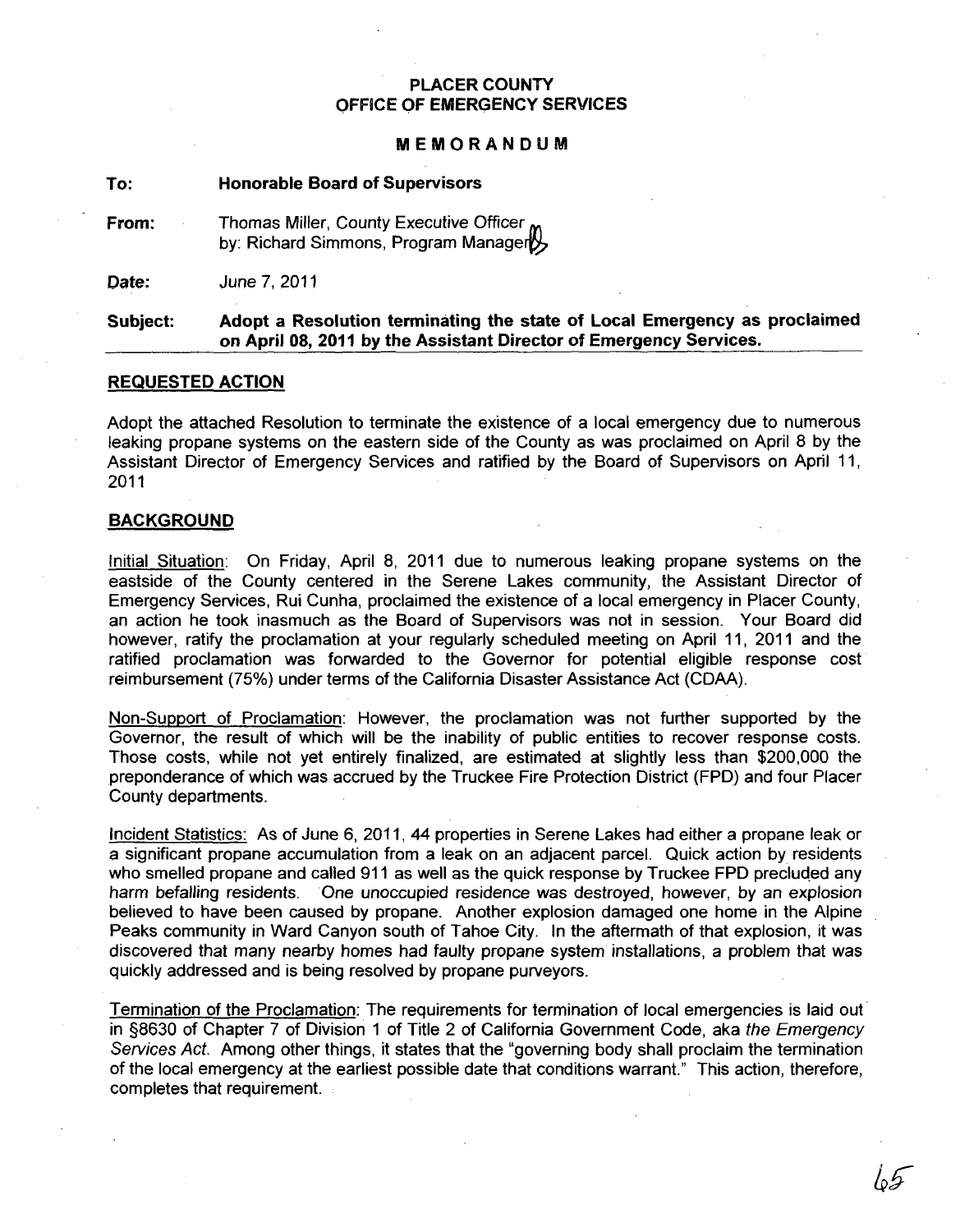**PLACER COUNTY**
**OFFICE OF EMERGENCY SERVICES**

**MEMORANDUM**

**To:** **Honorable Board of Supervisors**

**From:** Thomas Miller, County Executive Officer
by: Richard Simmons, Program Manager

**Date:** June 7, 2011

**Subject:** **Adopt a Resolution terminating the state of Local Emergency as proclaimed on April 08, 2011 by the Assistant Director of Emergency Services.**

## REQUESTED ACTION

Adopt the attached Resolution to terminate the existence of a local emergency due to numerous leaking propane systems on the eastern side of the County as was proclaimed on April 8 by the Assistant Director of Emergency Services and ratified by the Board of Supervisors on April 11, 2011

## BACKGROUND

Initial Situation: On Friday, April 8, 2011 due to numerous leaking propane systems on the eastside of the County centered in the Serene Lakes community, the Assistant Director of Emergency Services, Rui Cunha, proclaimed the existence of a local emergency in Placer County, an action he took inasmuch as the Board of Supervisors was not in session. Your Board did however, ratify the proclamation at your regularly scheduled meeting on April 11, 2011 and the ratified proclamation was forwarded to the Governor for potential eligible response cost reimbursement (75%) under terms of the California Disaster Assistance Act (CDAA).

Non-Support of Proclamation: However, the proclamation was not further supported by the Governor, the result of which will be the inability of public entities to recover response costs. Those costs, while not yet entirely finalized, are estimated at slightly less than $200,000 the preponderance of which was accrued by the Truckee Fire Protection District (FPD) and four Placer County departments.

Incident Statistics: As of June 6, 2011, 44 properties in Serene Lakes had either a propane leak or a significant propane accumulation from a leak on an adjacent parcel. Quick action by residents who smelled propane and called 911 as well as the quick response by Truckee FPD precluded any harm befalling residents. One unoccupied residence was destroyed, however, by an explosion believed to have been caused by propane. Another explosion damaged one home in the Alpine Peaks community in Ward Canyon south of Tahoe City. In the aftermath of that explosion, it was discovered that many nearby homes had faulty propane system installations, a problem that was quickly addressed and is being resolved by propane purveyors.

Termination of the Proclamation: The requirements for termination of local emergencies is laid out in §8630 of Chapter 7 of Division 1 of Title 2 of California Government Code, aka *the Emergency Services Act*. Among other things, it states that the "governing body shall proclaim the termination of the local emergency at the earliest possible date that conditions warrant." This action, therefore, completes that requirement.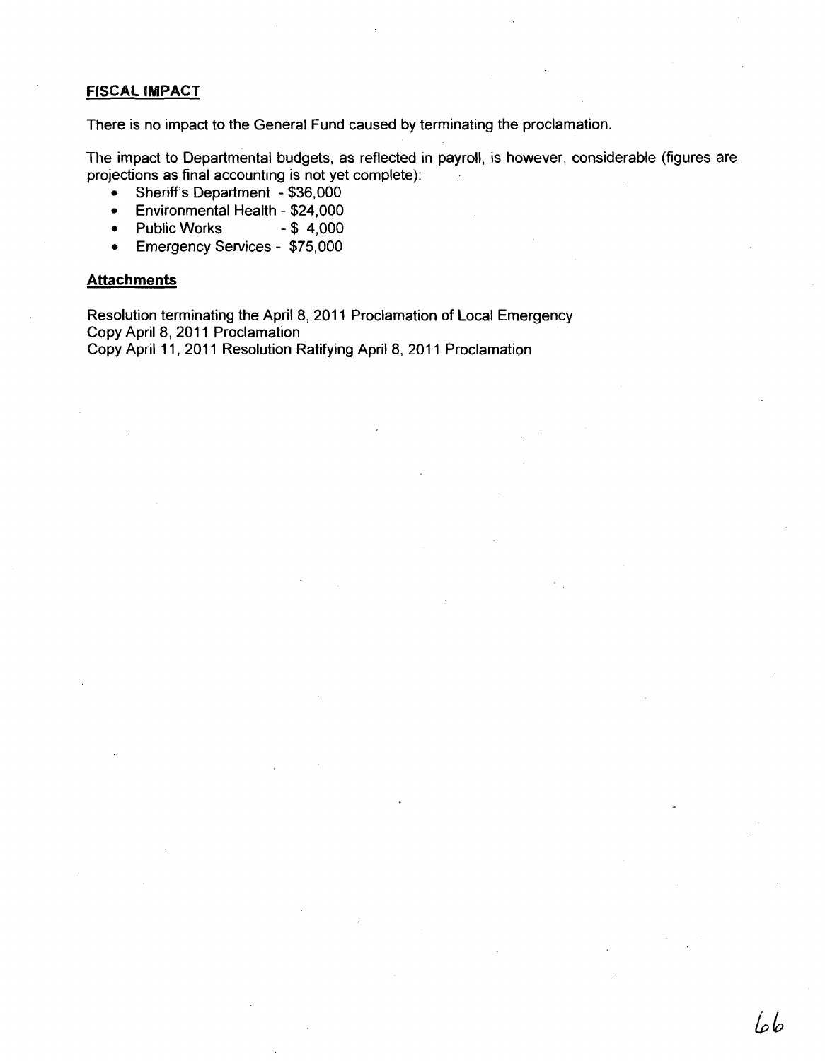## FISCAL IMPACT

There is no impact to the General Fund caused by terminating the proclamation.

The impact to Departmental budgets, as reflected in payroll, is however, considerable (figures are projections as final accounting is not yet complete):

- Sheriff's Department - $36,000
- Environmental Health - $24,000
- Public Works - $ 4,000
- Emergency Services - $75,000

## Attachments

Resolution terminating the April 8, 2011 Proclamation of Local Emergency
Copy April 8, 2011 Proclamation
Copy April 11, 2011 Resolution Ratifying April 8, 2011 Proclamation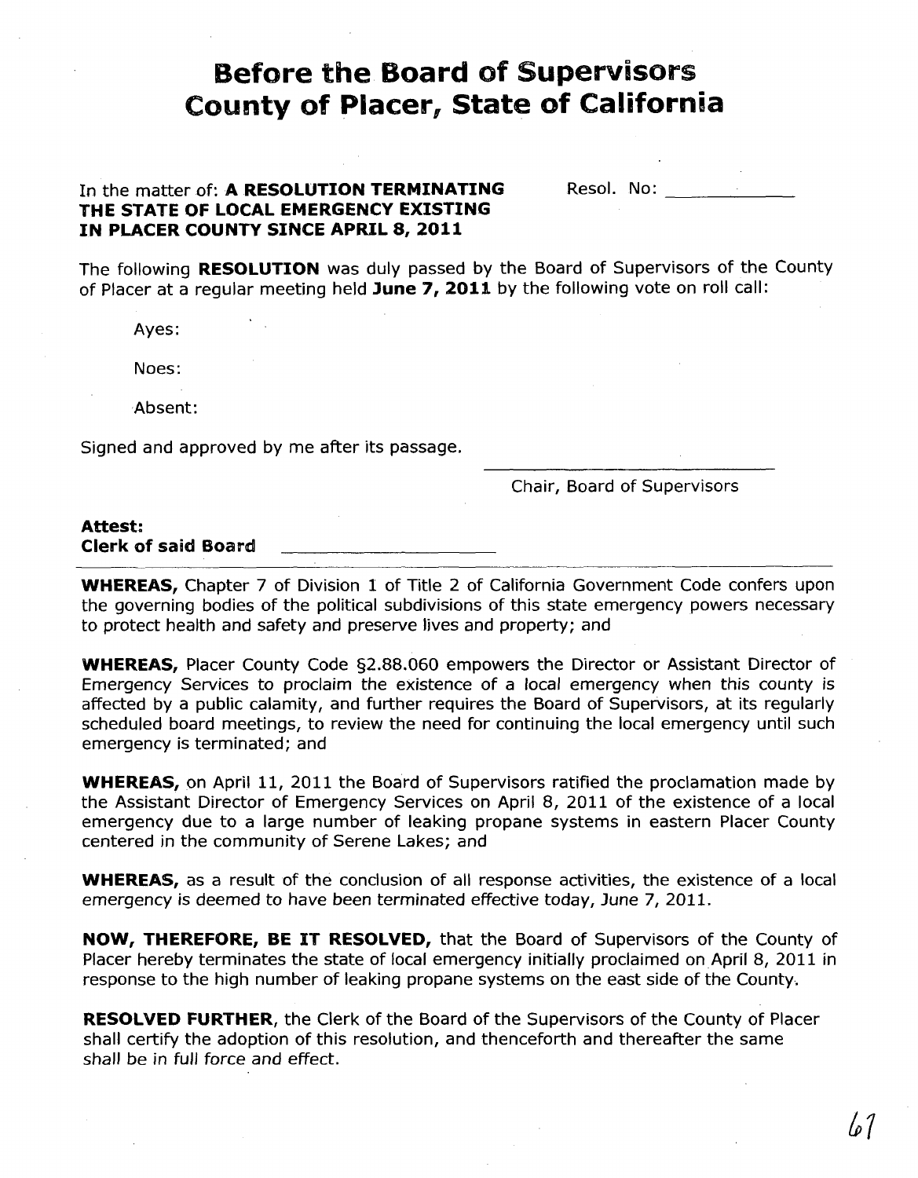# Before the Board of Supervisors County of Placer, State of California

In the matter of: **A RESOLUTION TERMINATING THE STATE OF LOCAL EMERGENCY EXISTING IN PLACER COUNTY SINCE APRIL 8, 2011**

Resol. No: ____________

The following **RESOLUTION** was duly passed by the Board of Supervisors of the County of Placer at a regular meeting held **June 7, 2011** by the following vote on roll call:

Ayes:

Noes:

Absent:

Signed and approved by me after its passage.

______________________________
Chair, Board of Supervisors

**Attest:**
**Clerk of said Board** ____________________

---

**WHEREAS,** Chapter 7 of Division 1 of Title 2 of California Government Code confers upon the governing bodies of the political subdivisions of this state emergency powers necessary to protect health and safety and preserve lives and property; and

**WHEREAS,** Placer County Code §2.88.060 empowers the Director or Assistant Director of Emergency Services to proclaim the existence of a local emergency when this county is affected by a public calamity, and further requires the Board of Supervisors, at its regularly scheduled board meetings, to review the need for continuing the local emergency until such emergency is terminated; and

**WHEREAS,** on April 11, 2011 the Board of Supervisors ratified the proclamation made by the Assistant Director of Emergency Services on April 8, 2011 of the existence of a local emergency due to a large number of leaking propane systems in eastern Placer County centered in the community of Serene Lakes; and

**WHEREAS,** as a result of the conclusion of all response activities, the existence of a local emergency is deemed to have been terminated effective today, June 7, 2011.

**NOW, THEREFORE, BE IT RESOLVED,** that the Board of Supervisors of the County of Placer hereby terminates the state of local emergency initially proclaimed on April 8, 2011 in response to the high number of leaking propane systems on the east side of the County.

**RESOLVED FURTHER**, the Clerk of the Board of the Supervisors of the County of Placer shall certify the adoption of this resolution, and thenceforth and thereafter the same shall be in full force and effect.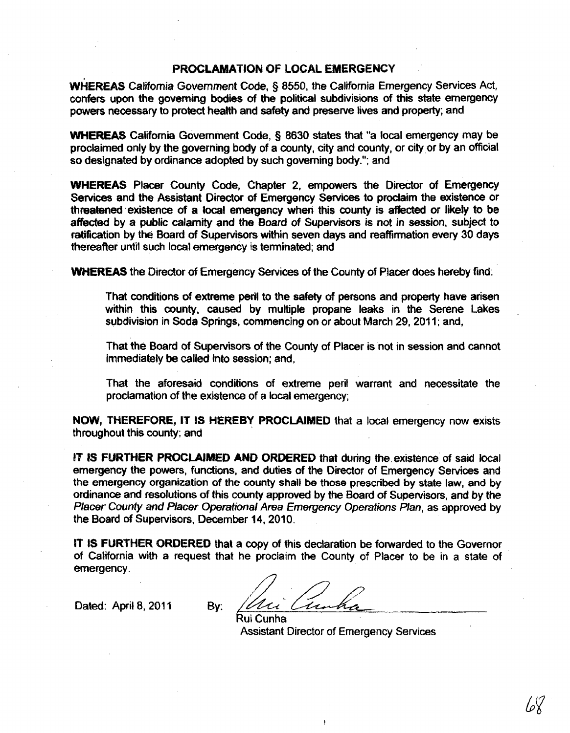## PROCLAMATION OF LOCAL EMERGENCY

**WHEREAS** *California Government Code*, § 8550, the California Emergency Services Act, confers upon the governing bodies of the political subdivisions of this state emergency powers necessary to protect health and safety and preserve lives and property; and

**WHEREAS** California Government Code, § 8630 states that "a local emergency may be proclaimed only by the governing body of a county, city and county, or city or by an official so designated by ordinance adopted by such governing body."; and

**WHEREAS** Placer County Code, Chapter 2, empowers the Director of Emergency Services and the Assistant Director of Emergency Services to proclaim the existence or threatened existence of a local emergency when this county is affected or likely to be affected by a public calamity and the Board of Supervisors is not in session, subject to ratification by the Board of Supervisors within seven days and reaffirmation every 30 days thereafter until such local emergency is terminated; and

**WHEREAS** the Director of Emergency Services of the County of Placer does hereby find:

> That conditions of extreme peril to the safety of persons and property have arisen within this county, caused by multiple propane leaks in the Serene Lakes subdivision in Soda Springs, commencing on or about March 29, 2011; and,
>
> That the Board of Supervisors of the County of Placer is not in session and cannot immediately be called into session; and,
>
> That the aforesaid conditions of extreme peril warrant and necessitate the proclamation of the existence of a local emergency;

**NOW, THEREFORE, IT IS HEREBY PROCLAIMED** that a local emergency now exists throughout this county; and

**IT IS FURTHER PROCLAIMED AND ORDERED** that during the existence of said local emergency the powers, functions, and duties of the Director of Emergency Services and the emergency organization of the county shall be those prescribed by state law, and by ordinance and resolutions of this county approved by the Board of Supervisors, and by the *Placer County and Placer Operational Area Emergency Operations Plan*, as approved by the Board of Supervisors, December 14, 2010.

**IT IS FURTHER ORDERED** that a copy of this declaration be forwarded to the Governor of California with a request that he proclaim the County of Placer to be in a state of emergency.

Dated: April 8, 2011 By: *[signature]*

Rui Cunha
Assistant Director of Emergency Services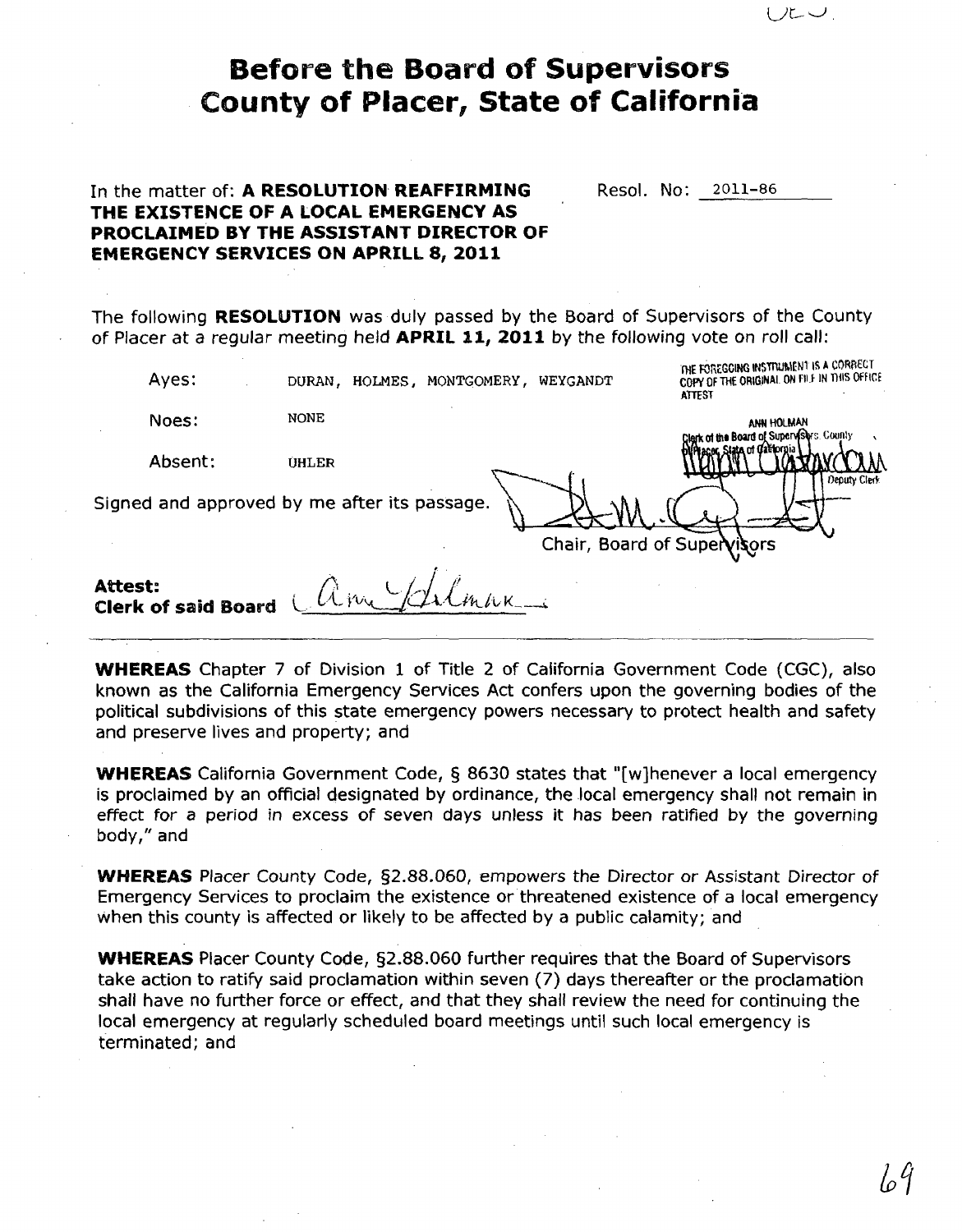# Before the Board of Supervisors County of Placer, State of California

In the matter of: **A RESOLUTION REAFFIRMING THE EXISTENCE OF A LOCAL EMERGENCY AS PROCLAIMED BY THE ASSISTANT DIRECTOR OF EMERGENCY SERVICES ON APRILL 8, 2011**

Resol. No: 2011-86

The following **RESOLUTION** was duly passed by the Board of Supervisors of the County of Placer at a regular meeting held **APRIL 11, 2011** by the following vote on roll call:

THE FOREGOING INSTRUMENT IS A CORRECT COPY OF THE ORIGINAL ON FILE IN THIS OFFICE ATTEST ANN HOLMAN Clerk of the Board of Supervisors County of Placer, State of California Deputy Clerk

Ayes: DURAN, HOLMES, MONTGOMERY, WEYGANDT

Noes: NONE

Absent: UHLER

Signed and approved by me after its passage.

Chair, Board of Supervisors

**Attest:**
**Clerk of said Board**

---

**WHEREAS** Chapter 7 of Division 1 of Title 2 of California Government Code (CGC), also known as the California Emergency Services Act confers upon the governing bodies of the political subdivisions of this state emergency powers necessary to protect health and safety and preserve lives and property; and

**WHEREAS** California Government Code, § 8630 states that "[w]henever a local emergency is proclaimed by an official designated by ordinance, the local emergency shall not remain in effect for a period in excess of seven days unless it has been ratified by the governing body," and

**WHEREAS** Placer County Code, §2.88.060, empowers the Director or Assistant Director of Emergency Services to proclaim the existence or threatened existence of a local emergency when this county is affected or likely to be affected by a public calamity; and

**WHEREAS** Placer County Code, §2.88.060 further requires that the Board of Supervisors take action to ratify said proclamation within seven (7) days thereafter or the proclamation shall have no further force or effect, and that they shall review the need for continuing the local emergency at regularly scheduled board meetings until such local emergency is terminated; and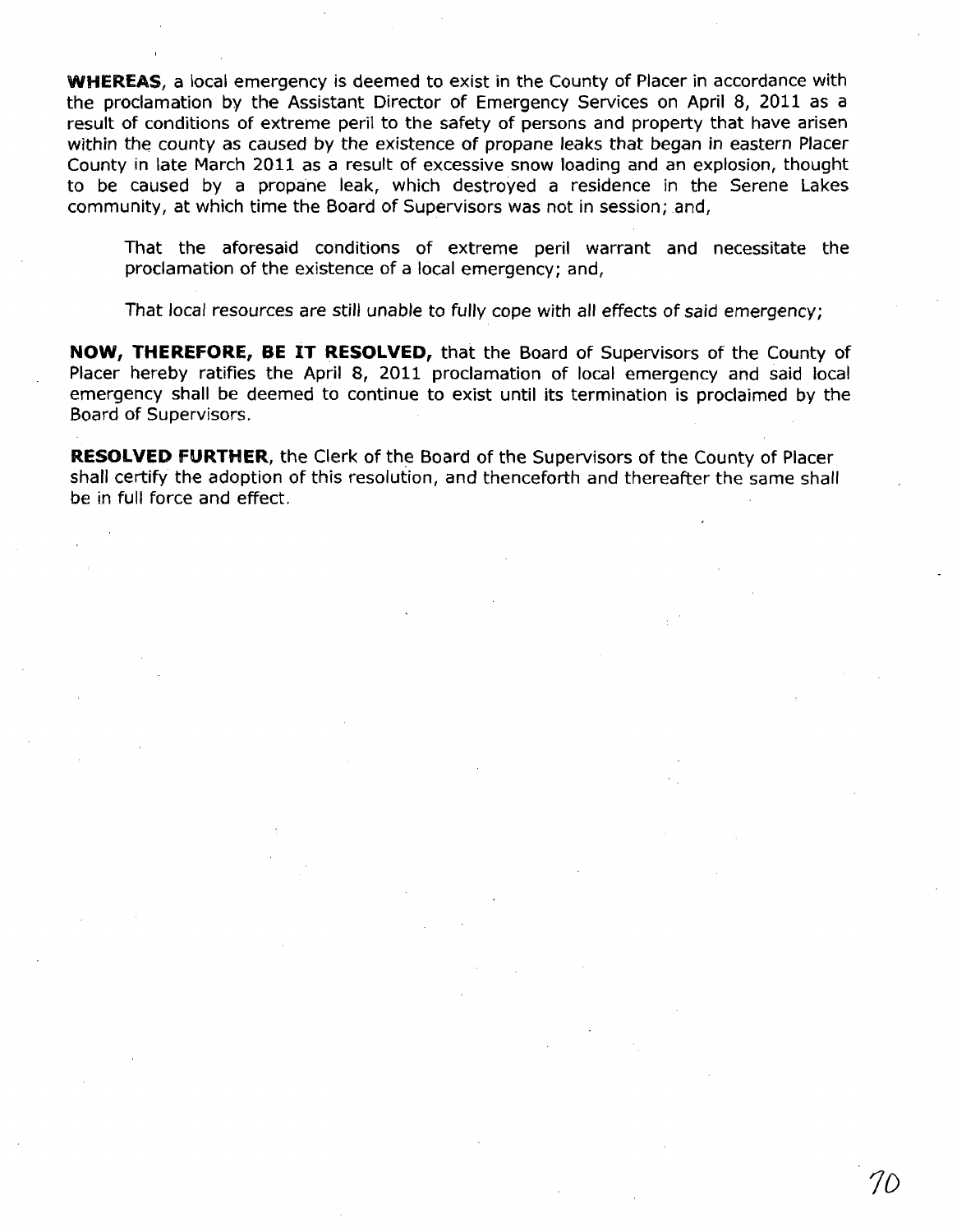**WHEREAS**, a local emergency is deemed to exist in the County of Placer in accordance with the proclamation by the Assistant Director of Emergency Services on April 8, 2011 as a result of conditions of extreme peril to the safety of persons and property that have arisen within the county as caused by the existence of propane leaks that began in eastern Placer County in late March 2011 as a result of excessive snow loading and an explosion, thought to be caused by a propane leak, which destroyed a residence in the Serene Lakes community, at which time the Board of Supervisors was not in session; and,

That the aforesaid conditions of extreme peril warrant and necessitate the proclamation of the existence of a local emergency; and,

That local resources are still unable to fully cope with all effects of said emergency;

**NOW, THEREFORE, BE IT RESOLVED,** that the Board of Supervisors of the County of Placer hereby ratifies the April 8, 2011 proclamation of local emergency and said local emergency shall be deemed to continue to exist until its termination is proclaimed by the Board of Supervisors.

**RESOLVED FURTHER**, the Clerk of the Board of the Supervisors of the County of Placer shall certify the adoption of this resolution, and thenceforth and thereafter the same shall be in full force and effect.